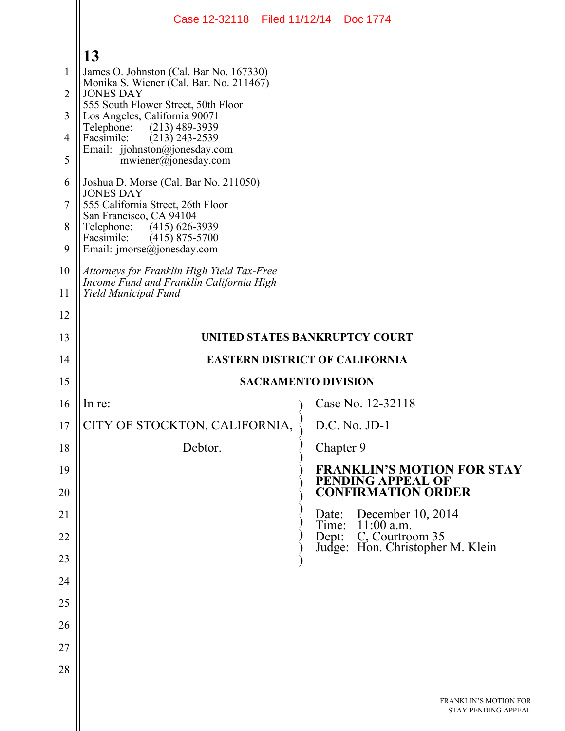James O. Johnston (Cal. Bar No. 167330)
Monika S. Wiener (Cal. Bar. No. 211467)
JONES DAY
555 South Flower Street, 50th Floor
Los Angeles, California 90071
Telephone: (213) 489-3939
Facsimile: (213) 243-2539
Email: jjohnston@jonesday.com
mwiener@jonesday.com

Joshua D. Morse (Cal. Bar No. 211050)
JONES DAY
555 California Street, 26th Floor
San Francisco, CA 94104
Telephone: (415) 626-3939
Facsimile: (415) 875-5700
Email: jmorse@jonesday.com

*Attorneys for Franklin High Yield Tax-Free Income Fund and Franklin California High Yield Municipal Fund*

**UNITED STATES BANKRUPTCY COURT**

**EASTERN DISTRICT OF CALIFORNIA**

**SACRAMENTO DIVISION**

| | |
|---|---|
| In re: | Case No. 12-32118 |
| CITY OF STOCKTON, CALIFORNIA, | D.C. No. JD-1 |
| Debtor. | Chapter 9 |
| | **FRANKLIN'S MOTION FOR STAY PENDING APPEAL OF CONFIRMATION ORDER** |
| | Date: December 10, 2014<br>Time: 11:00 a.m.<br>Dept: C, Courtroom 35<br>Judge: Hon. Christopher M. Klein |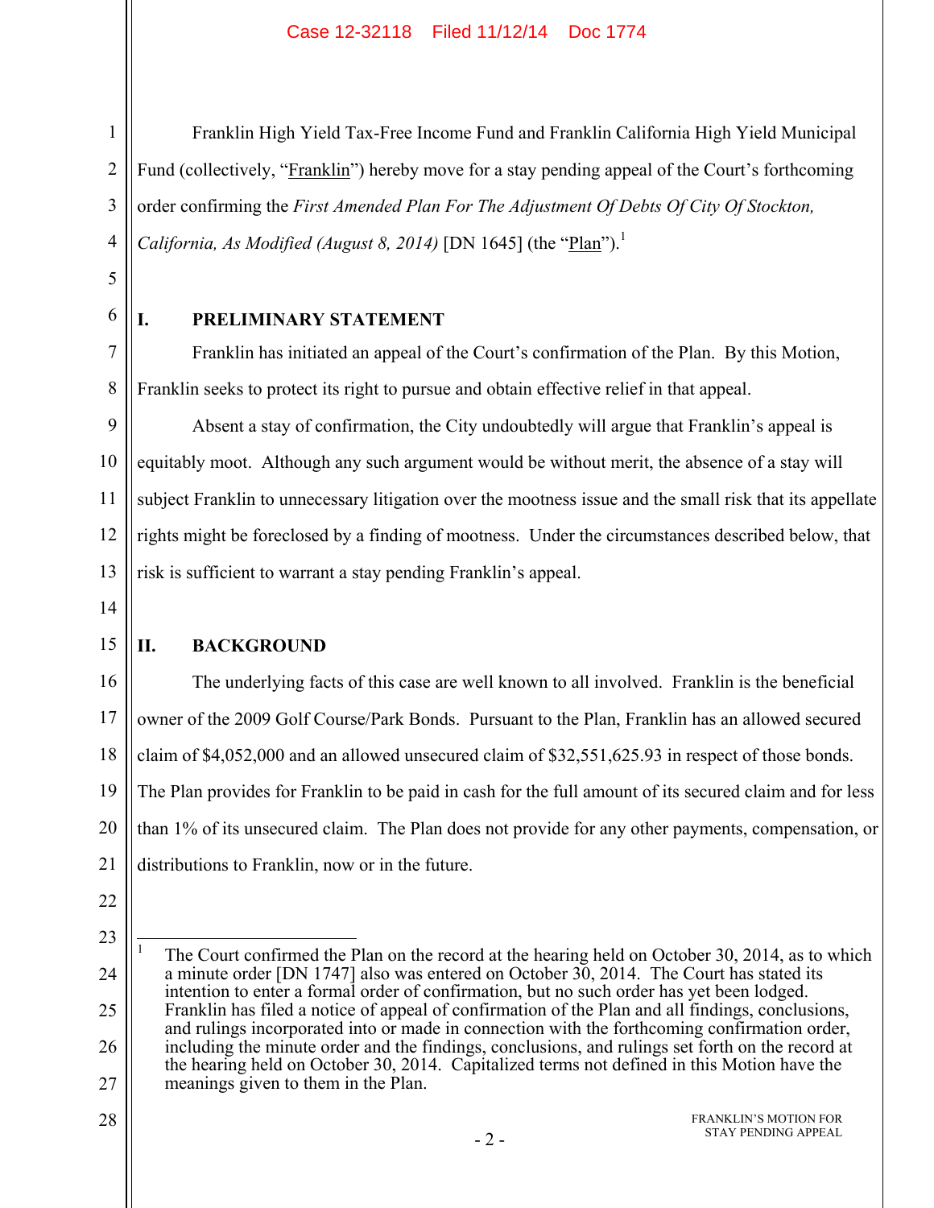Franklin High Yield Tax-Free Income Fund and Franklin California High Yield Municipal Fund (collectively, "Franklin") hereby move for a stay pending appeal of the Court's forthcoming order confirming the *First Amended Plan For The Adjustment Of Debts Of City Of Stockton, California, As Modified (August 8, 2014)* [DN 1645] (the "Plan").[1]

## I. PRELIMINARY STATEMENT

Franklin has initiated an appeal of the Court's confirmation of the Plan. By this Motion, Franklin seeks to protect its right to pursue and obtain effective relief in that appeal.

Absent a stay of confirmation, the City undoubtedly will argue that Franklin's appeal is equitably moot. Although any such argument would be without merit, the absence of a stay will subject Franklin to unnecessary litigation over the mootness issue and the small risk that its appellate rights might be foreclosed by a finding of mootness. Under the circumstances described below, that risk is sufficient to warrant a stay pending Franklin's appeal.

## II. BACKGROUND

The underlying facts of this case are well known to all involved. Franklin is the beneficial owner of the 2009 Golf Course/Park Bonds. Pursuant to the Plan, Franklin has an allowed secured claim of $4,052,000 and an allowed unsecured claim of $32,551,625.93 in respect of those bonds. The Plan provides for Franklin to be paid in cash for the full amount of its secured claim and for less than 1% of its unsecured claim. The Plan does not provide for any other payments, compensation, or distributions to Franklin, now or in the future.

---

[1] The Court confirmed the Plan on the record at the hearing held on October 30, 2014, as to which a minute order [DN 1747] also was entered on October 30, 2014. The Court has stated its intention to enter a formal order of confirmation, but no such order has yet been lodged. Franklin has filed a notice of appeal of confirmation of the Plan and all findings, conclusions, and rulings incorporated into or made in connection with the forthcoming confirmation order, including the minute order and the findings, conclusions, and rulings set forth on the record at the hearing held on October 30, 2014. Capitalized terms not defined in this Motion have the meanings given to them in the Plan.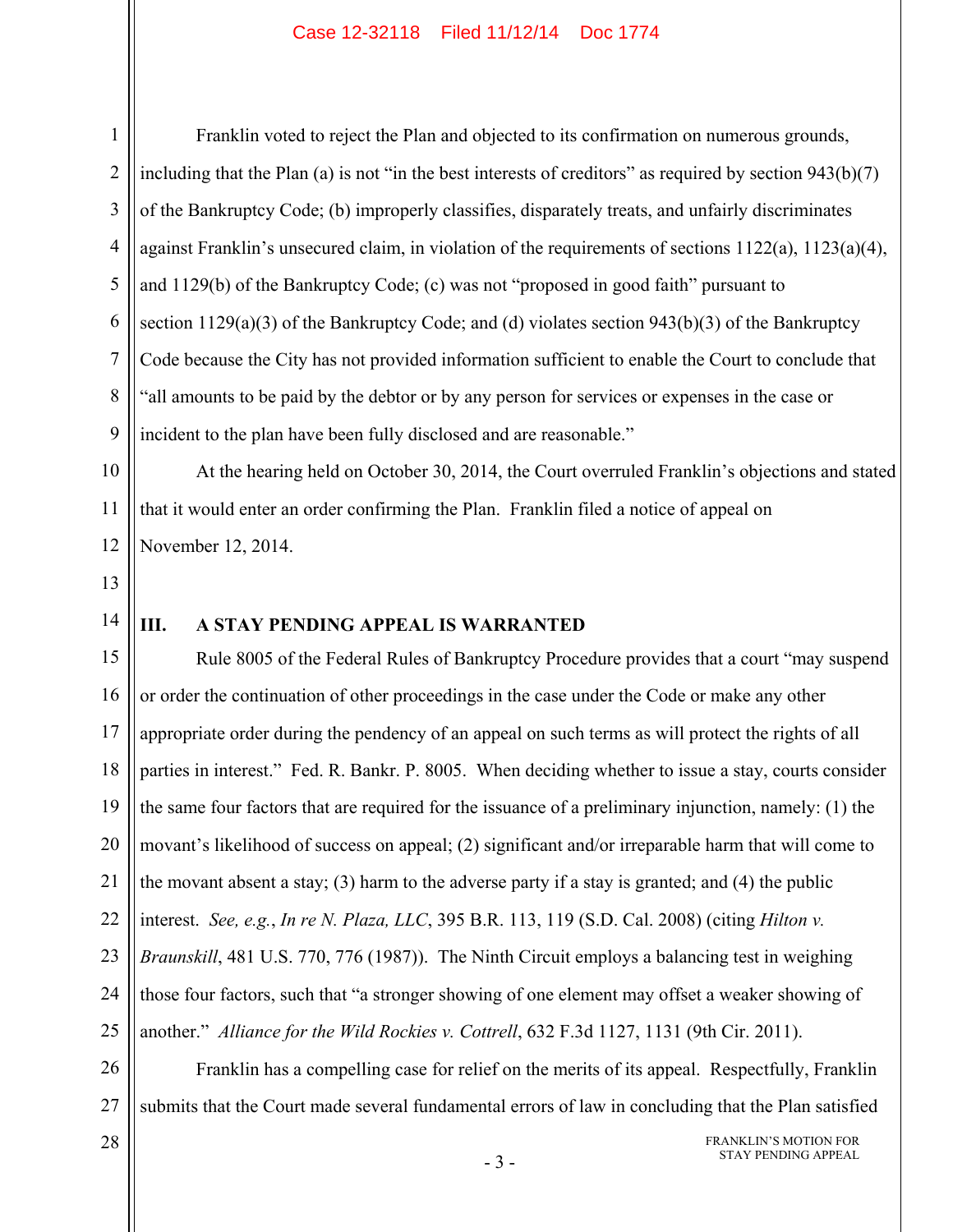Franklin voted to reject the Plan and objected to its confirmation on numerous grounds, including that the Plan (a) is not "in the best interests of creditors" as required by section 943(b)(7) of the Bankruptcy Code; (b) improperly classifies, disparately treats, and unfairly discriminates against Franklin's unsecured claim, in violation of the requirements of sections 1122(a), 1123(a)(4), and 1129(b) of the Bankruptcy Code; (c) was not "proposed in good faith" pursuant to section 1129(a)(3) of the Bankruptcy Code; and (d) violates section 943(b)(3) of the Bankruptcy Code because the City has not provided information sufficient to enable the Court to conclude that "all amounts to be paid by the debtor or by any person for services or expenses in the case or incident to the plan have been fully disclosed and are reasonable."

At the hearing held on October 30, 2014, the Court overruled Franklin's objections and stated that it would enter an order confirming the Plan. Franklin filed a notice of appeal on November 12, 2014.

## III. A STAY PENDING APPEAL IS WARRANTED

Rule 8005 of the Federal Rules of Bankruptcy Procedure provides that a court "may suspend or order the continuation of other proceedings in the case under the Code or make any other appropriate order during the pendency of an appeal on such terms as will protect the rights of all parties in interest." Fed. R. Bankr. P. 8005. When deciding whether to issue a stay, courts consider the same four factors that are required for the issuance of a preliminary injunction, namely: (1) the movant's likelihood of success on appeal; (2) significant and/or irreparable harm that will come to the movant absent a stay; (3) harm to the adverse party if a stay is granted; and (4) the public interest. *See, e.g.*, *In re N. Plaza, LLC*, 395 B.R. 113, 119 (S.D. Cal. 2008) (citing *Hilton v. Braunskill*, 481 U.S. 770, 776 (1987)). The Ninth Circuit employs a balancing test in weighing those four factors, such that "a stronger showing of one element may offset a weaker showing of another." *Alliance for the Wild Rockies v. Cottrell*, 632 F.3d 1127, 1131 (9th Cir. 2011).

Franklin has a compelling case for relief on the merits of its appeal. Respectfully, Franklin submits that the Court made several fundamental errors of law in concluding that the Plan satisfied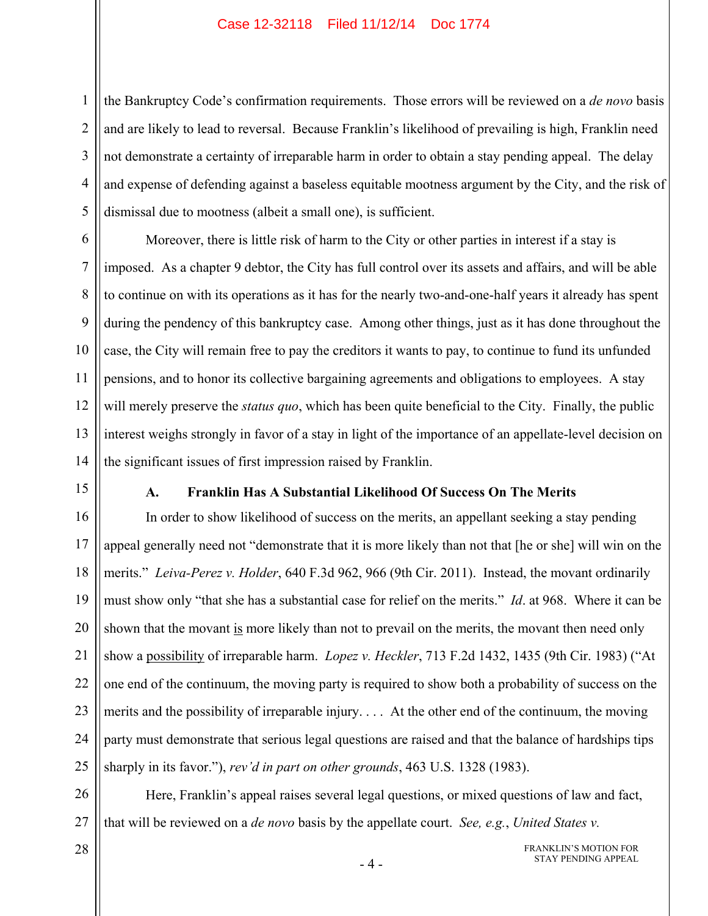the Bankruptcy Code's confirmation requirements. Those errors will be reviewed on a *de novo* basis and are likely to lead to reversal. Because Franklin's likelihood of prevailing is high, Franklin need not demonstrate a certainty of irreparable harm in order to obtain a stay pending appeal. The delay and expense of defending against a baseless equitable mootness argument by the City, and the risk of dismissal due to mootness (albeit a small one), is sufficient.

Moreover, there is little risk of harm to the City or other parties in interest if a stay is imposed. As a chapter 9 debtor, the City has full control over its assets and affairs, and will be able to continue on with its operations as it has for the nearly two-and-one-half years it already has spent during the pendency of this bankruptcy case. Among other things, just as it has done throughout the case, the City will remain free to pay the creditors it wants to pay, to continue to fund its unfunded pensions, and to honor its collective bargaining agreements and obligations to employees. A stay will merely preserve the *status quo*, which has been quite beneficial to the City. Finally, the public interest weighs strongly in favor of a stay in light of the importance of an appellate-level decision on the significant issues of first impression raised by Franklin.

### A. Franklin Has A Substantial Likelihood Of Success On The Merits

In order to show likelihood of success on the merits, an appellant seeking a stay pending appeal generally need not "demonstrate that it is more likely than not that [he or she] will win on the merits." *Leiva-Perez v. Holder*, 640 F.3d 962, 966 (9th Cir. 2011). Instead, the movant ordinarily must show only "that she has a substantial case for relief on the merits." *Id*. at 968. Where it can be shown that the movant is more likely than not to prevail on the merits, the movant then need only show a possibility of irreparable harm. *Lopez v. Heckler*, 713 F.2d 1432, 1435 (9th Cir. 1983) ("At one end of the continuum, the moving party is required to show both a probability of success on the merits and the possibility of irreparable injury. . . . At the other end of the continuum, the moving party must demonstrate that serious legal questions are raised and that the balance of hardships tips sharply in its favor."), *rev'd in part on other grounds*, 463 U.S. 1328 (1983).

Here, Franklin's appeal raises several legal questions, or mixed questions of law and fact, that will be reviewed on a *de novo* basis by the appellate court. *See, e.g.*, *United States v.*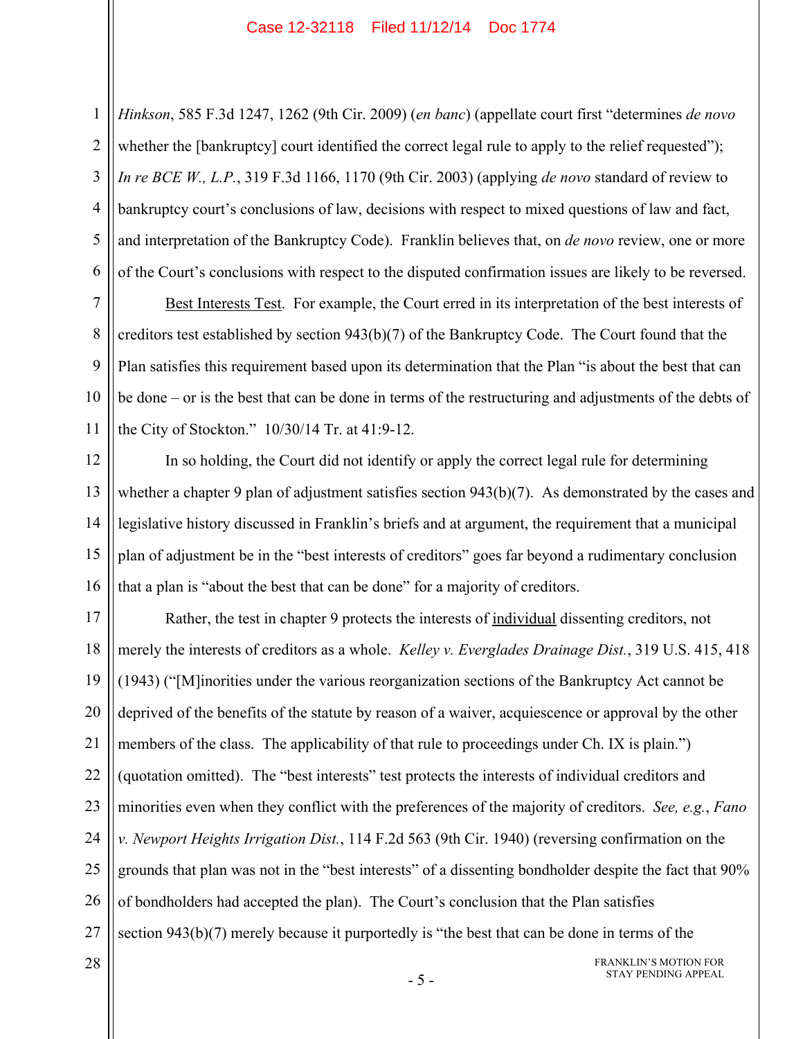*Hinkson*, 585 F.3d 1247, 1262 (9th Cir. 2009) (*en banc*) (appellate court first "determines *de novo* whether the [bankruptcy] court identified the correct legal rule to apply to the relief requested"); *In re BCE W., L.P.*, 319 F.3d 1166, 1170 (9th Cir. 2003) (applying *de novo* standard of review to bankruptcy court's conclusions of law, decisions with respect to mixed questions of law and fact, and interpretation of the Bankruptcy Code). Franklin believes that, on *de novo* review, one or more of the Court's conclusions with respect to the disputed confirmation issues are likely to be reversed.

Best Interests Test. For example, the Court erred in its interpretation of the best interests of creditors test established by section 943(b)(7) of the Bankruptcy Code. The Court found that the Plan satisfies this requirement based upon its determination that the Plan "is about the best that can be done – or is the best that can be done in terms of the restructuring and adjustments of the debts of the City of Stockton." 10/30/14 Tr. at 41:9-12.

In so holding, the Court did not identify or apply the correct legal rule for determining whether a chapter 9 plan of adjustment satisfies section 943(b)(7). As demonstrated by the cases and legislative history discussed in Franklin's briefs and at argument, the requirement that a municipal plan of adjustment be in the "best interests of creditors" goes far beyond a rudimentary conclusion that a plan is "about the best that can be done" for a majority of creditors.

Rather, the test in chapter 9 protects the interests of individual dissenting creditors, not merely the interests of creditors as a whole. *Kelley v. Everglades Drainage Dist.*, 319 U.S. 415, 418 (1943) ("[M]inorities under the various reorganization sections of the Bankruptcy Act cannot be deprived of the benefits of the statute by reason of a waiver, acquiescence or approval by the other members of the class. The applicability of that rule to proceedings under Ch. IX is plain.") (quotation omitted). The "best interests" test protects the interests of individual creditors and minorities even when they conflict with the preferences of the majority of creditors. *See, e.g.*, *Fano v. Newport Heights Irrigation Dist.*, 114 F.2d 563 (9th Cir. 1940) (reversing confirmation on the grounds that plan was not in the "best interests" of a dissenting bondholder despite the fact that 90% of bondholders had accepted the plan). The Court's conclusion that the Plan satisfies section 943(b)(7) merely because it purportedly is "the best that can be done in terms of the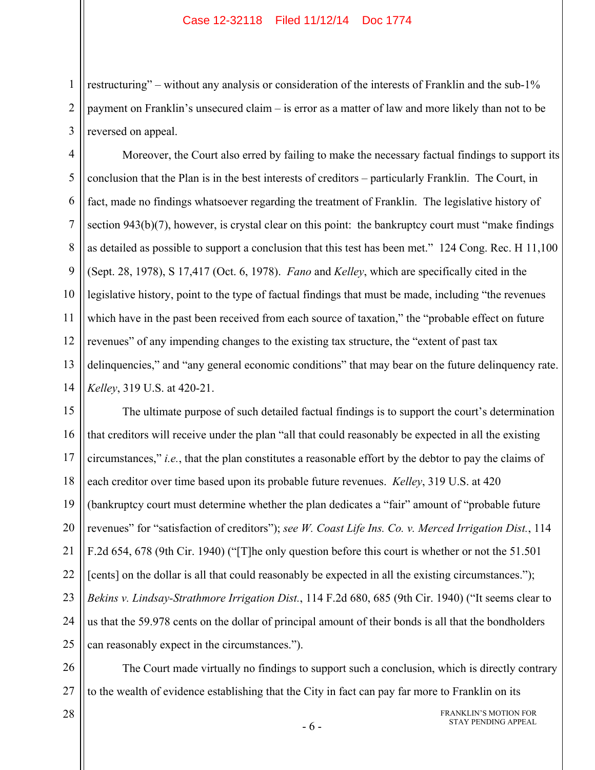restructuring" – without any analysis or consideration of the interests of Franklin and the sub-1% payment on Franklin's unsecured claim – is error as a matter of law and more likely than not to be reversed on appeal.

Moreover, the Court also erred by failing to make the necessary factual findings to support its conclusion that the Plan is in the best interests of creditors – particularly Franklin. The Court, in fact, made no findings whatsoever regarding the treatment of Franklin. The legislative history of section 943(b)(7), however, is crystal clear on this point: the bankruptcy court must "make findings as detailed as possible to support a conclusion that this test has been met." 124 Cong. Rec. H 11,100 (Sept. 28, 1978), S 17,417 (Oct. 6, 1978). *Fano* and *Kelley*, which are specifically cited in the legislative history, point to the type of factual findings that must be made, including "the revenues which have in the past been received from each source of taxation," the "probable effect on future revenues" of any impending changes to the existing tax structure, the "extent of past tax delinquencies," and "any general economic conditions" that may bear on the future delinquency rate. *Kelley*, 319 U.S. at 420-21.

The ultimate purpose of such detailed factual findings is to support the court's determination that creditors will receive under the plan "all that could reasonably be expected in all the existing circumstances," *i.e.*, that the plan constitutes a reasonable effort by the debtor to pay the claims of each creditor over time based upon its probable future revenues. *Kelley*, 319 U.S. at 420 (bankruptcy court must determine whether the plan dedicates a "fair" amount of "probable future revenues" for "satisfaction of creditors"); *see W. Coast Life Ins. Co. v. Merced Irrigation Dist.*, 114 F.2d 654, 678 (9th Cir. 1940) ("[T]he only question before this court is whether or not the 51.501 [cents] on the dollar is all that could reasonably be expected in all the existing circumstances."); *Bekins v. Lindsay-Strathmore Irrigation Dist.*, 114 F.2d 680, 685 (9th Cir. 1940) ("It seems clear to us that the 59.978 cents on the dollar of principal amount of their bonds is all that the bondholders can reasonably expect in the circumstances.").

The Court made virtually no findings to support such a conclusion, which is directly contrary to the wealth of evidence establishing that the City in fact can pay far more to Franklin on its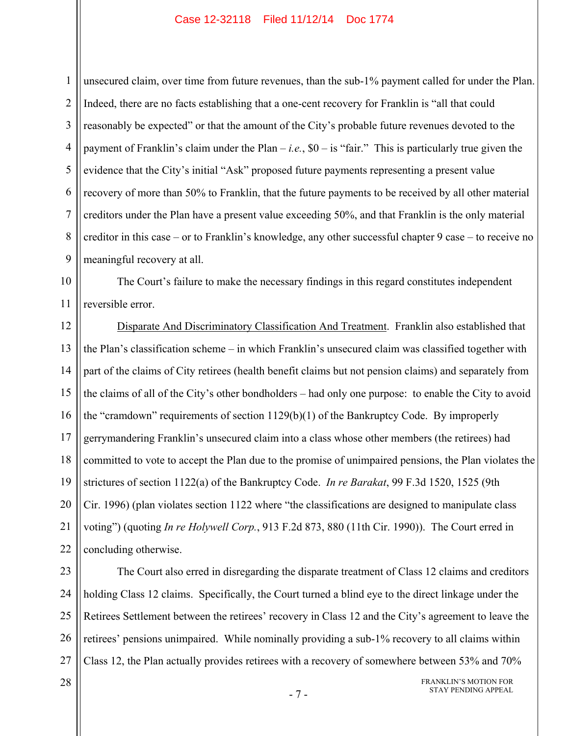unsecured claim, over time from future revenues, than the sub-1% payment called for under the Plan. Indeed, there are no facts establishing that a one-cent recovery for Franklin is "all that could reasonably be expected" or that the amount of the City's probable future revenues devoted to the payment of Franklin's claim under the Plan – *i.e.*, $0 – is "fair." This is particularly true given the evidence that the City's initial "Ask" proposed future payments representing a present value recovery of more than 50% to Franklin, that the future payments to be received by all other material creditors under the Plan have a present value exceeding 50%, and that Franklin is the only material creditor in this case – or to Franklin's knowledge, any other successful chapter 9 case – to receive no meaningful recovery at all.

The Court's failure to make the necessary findings in this regard constitutes independent reversible error.

<u>Disparate And Discriminatory Classification And Treatment</u>. Franklin also established that the Plan's classification scheme – in which Franklin's unsecured claim was classified together with part of the claims of City retirees (health benefit claims but not pension claims) and separately from the claims of all of the City's other bondholders – had only one purpose: to enable the City to avoid the "cramdown" requirements of section 1129(b)(1) of the Bankruptcy Code. By improperly gerrymandering Franklin's unsecured claim into a class whose other members (the retirees) had committed to vote to accept the Plan due to the promise of unimpaired pensions, the Plan violates the strictures of section 1122(a) of the Bankruptcy Code. *In re Barakat*, 99 F.3d 1520, 1525 (9th Cir. 1996) (plan violates section 1122 where "the classifications are designed to manipulate class voting") (quoting *In re Holywell Corp.*, 913 F.2d 873, 880 (11th Cir. 1990)). The Court erred in concluding otherwise.

The Court also erred in disregarding the disparate treatment of Class 12 claims and creditors holding Class 12 claims. Specifically, the Court turned a blind eye to the direct linkage under the Retirees Settlement between the retirees' recovery in Class 12 and the City's agreement to leave the retirees' pensions unimpaired. While nominally providing a sub-1% recovery to all claims within Class 12, the Plan actually provides retirees with a recovery of somewhere between 53% and 70%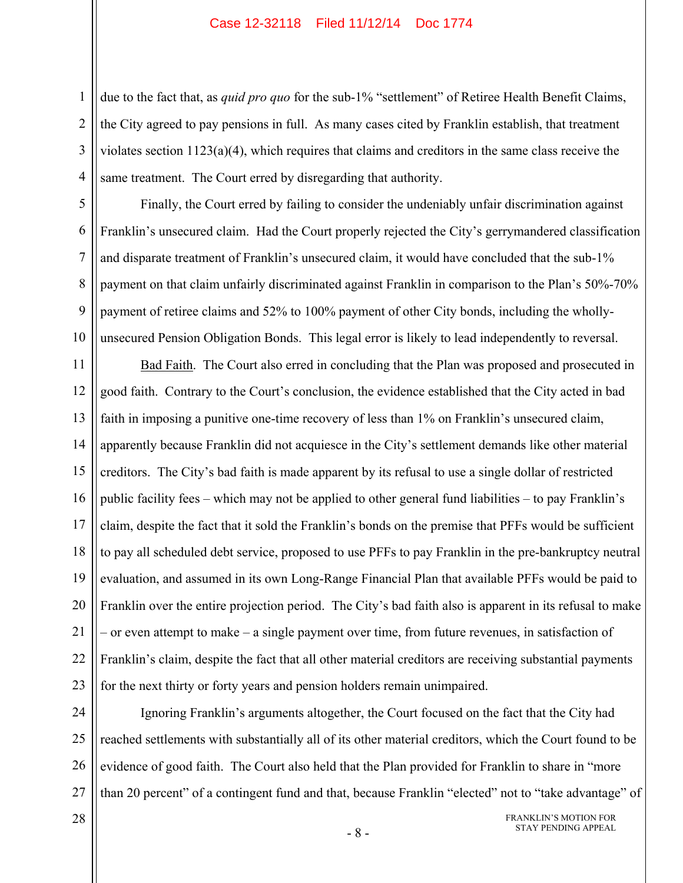due to the fact that, as *quid pro quo* for the sub-1% "settlement" of Retiree Health Benefit Claims, the City agreed to pay pensions in full. As many cases cited by Franklin establish, that treatment violates section 1123(a)(4), which requires that claims and creditors in the same class receive the same treatment. The Court erred by disregarding that authority.

Finally, the Court erred by failing to consider the undeniably unfair discrimination against Franklin's unsecured claim. Had the Court properly rejected the City's gerrymandered classification and disparate treatment of Franklin's unsecured claim, it would have concluded that the sub-1% payment on that claim unfairly discriminated against Franklin in comparison to the Plan's 50%-70% payment of retiree claims and 52% to 100% payment of other City bonds, including the wholly-unsecured Pension Obligation Bonds. This legal error is likely to lead independently to reversal.

Bad Faith. The Court also erred in concluding that the Plan was proposed and prosecuted in good faith. Contrary to the Court's conclusion, the evidence established that the City acted in bad faith in imposing a punitive one-time recovery of less than 1% on Franklin's unsecured claim, apparently because Franklin did not acquiesce in the City's settlement demands like other material creditors. The City's bad faith is made apparent by its refusal to use a single dollar of restricted public facility fees – which may not be applied to other general fund liabilities – to pay Franklin's claim, despite the fact that it sold the Franklin's bonds on the premise that PFFs would be sufficient to pay all scheduled debt service, proposed to use PFFs to pay Franklin in the pre-bankruptcy neutral evaluation, and assumed in its own Long-Range Financial Plan that available PFFs would be paid to Franklin over the entire projection period. The City's bad faith also is apparent in its refusal to make – or even attempt to make – a single payment over time, from future revenues, in satisfaction of Franklin's claim, despite the fact that all other material creditors are receiving substantial payments for the next thirty or forty years and pension holders remain unimpaired.

Ignoring Franklin's arguments altogether, the Court focused on the fact that the City had reached settlements with substantially all of its other material creditors, which the Court found to be evidence of good faith. The Court also held that the Plan provided for Franklin to share in "more than 20 percent" of a contingent fund and that, because Franklin "elected" not to "take advantage" of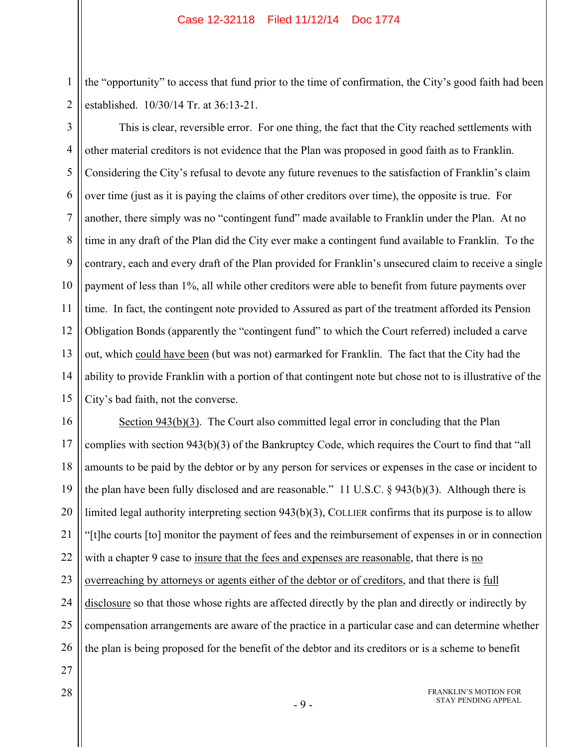the "opportunity" to access that fund prior to the time of confirmation, the City's good faith had been established. 10/30/14 Tr. at 36:13-21.

This is clear, reversible error. For one thing, the fact that the City reached settlements with other material creditors is not evidence that the Plan was proposed in good faith as to Franklin. Considering the City's refusal to devote any future revenues to the satisfaction of Franklin's claim over time (just as it is paying the claims of other creditors over time), the opposite is true. For another, there simply was no "contingent fund" made available to Franklin under the Plan. At no time in any draft of the Plan did the City ever make a contingent fund available to Franklin. To the contrary, each and every draft of the Plan provided for Franklin's unsecured claim to receive a single payment of less than 1%, all while other creditors were able to benefit from future payments over time. In fact, the contingent note provided to Assured as part of the treatment afforded its Pension Obligation Bonds (apparently the "contingent fund" to which the Court referred) included a carve out, which <u>could have been</u> (but was not) earmarked for Franklin. The fact that the City had the ability to provide Franklin with a portion of that contingent note but chose not to is illustrative of the City's bad faith, not the converse.

<u>Section 943(b)(3)</u>. The Court also committed legal error in concluding that the Plan complies with section 943(b)(3) of the Bankruptcy Code, which requires the Court to find that "all amounts to be paid by the debtor or by any person for services or expenses in the case or incident to the plan have been fully disclosed and are reasonable." 11 U.S.C. § 943(b)(3). Although there is limited legal authority interpreting section 943(b)(3), COLLIER confirms that its purpose is to allow "[t]he courts [to] monitor the payment of fees and the reimbursement of expenses in or in connection with a chapter 9 case to <u>insure that the fees and expenses are reasonable</u>, that there is <u>no overreaching by attorneys or agents either of the debtor or of creditors</u>, and that there is <u>full disclosure</u> so that those whose rights are affected directly by the plan and directly or indirectly by compensation arrangements are aware of the practice in a particular case and can determine whether the plan is being proposed for the benefit of the debtor and its creditors or is a scheme to benefit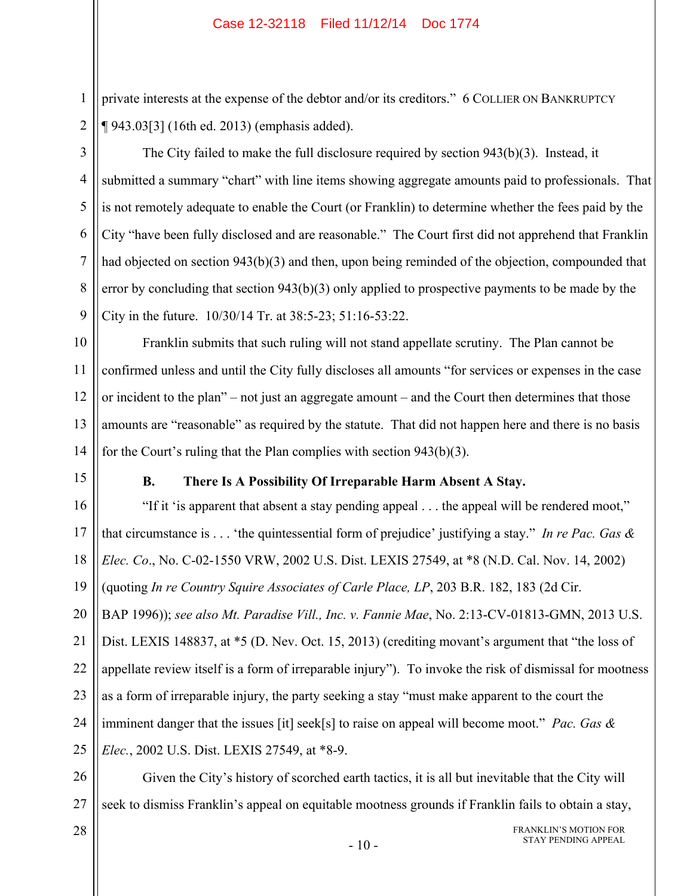private interests at the expense of the debtor and/or its creditors." 6 COLLIER ON BANKRUPTCY ¶ 943.03[3] (16th ed. 2013) (emphasis added).

The City failed to make the full disclosure required by section 943(b)(3). Instead, it submitted a summary "chart" with line items showing aggregate amounts paid to professionals. That is not remotely adequate to enable the Court (or Franklin) to determine whether the fees paid by the City "have been fully disclosed and are reasonable." The Court first did not apprehend that Franklin had objected on section 943(b)(3) and then, upon being reminded of the objection, compounded that error by concluding that section 943(b)(3) only applied to prospective payments to be made by the City in the future. 10/30/14 Tr. at 38:5-23; 51:16-53:22.

Franklin submits that such ruling will not stand appellate scrutiny. The Plan cannot be confirmed unless and until the City fully discloses all amounts "for services or expenses in the case or incident to the plan" – not just an aggregate amount – and the Court then determines that those amounts are "reasonable" as required by the statute. That did not happen here and there is no basis for the Court's ruling that the Plan complies with section 943(b)(3).

### B. There Is A Possibility Of Irreparable Harm Absent A Stay.

"If it 'is apparent that absent a stay pending appeal . . . the appeal will be rendered moot,' that circumstance is . . . 'the quintessential form of prejudice' justifying a stay." *In re Pac. Gas & Elec. Co*., No. C-02-1550 VRW, 2002 U.S. Dist. LEXIS 27549, at *8 (N.D. Cal. Nov. 14, 2002) (quoting *In re Country Squire Associates of Carle Place, LP*, 203 B.R. 182, 183 (2d Cir. BAP 1996)); *see also Mt. Paradise Vill., Inc. v. Fannie Mae*, No. 2:13-CV-01813-GMN, 2013 U.S. Dist. LEXIS 148837, at *5 (D. Nev. Oct. 15, 2013) (crediting movant's argument that "the loss of appellate review itself is a form of irreparable injury"). To invoke the risk of dismissal for mootness as a form of irreparable injury, the party seeking a stay "must make apparent to the court the imminent danger that the issues [it] seek[s] to raise on appeal will become moot." *Pac. Gas & Elec.*, 2002 U.S. Dist. LEXIS 27549, at *8-9.

Given the City's history of scorched earth tactics, it is all but inevitable that the City will seek to dismiss Franklin's appeal on equitable mootness grounds if Franklin fails to obtain a stay,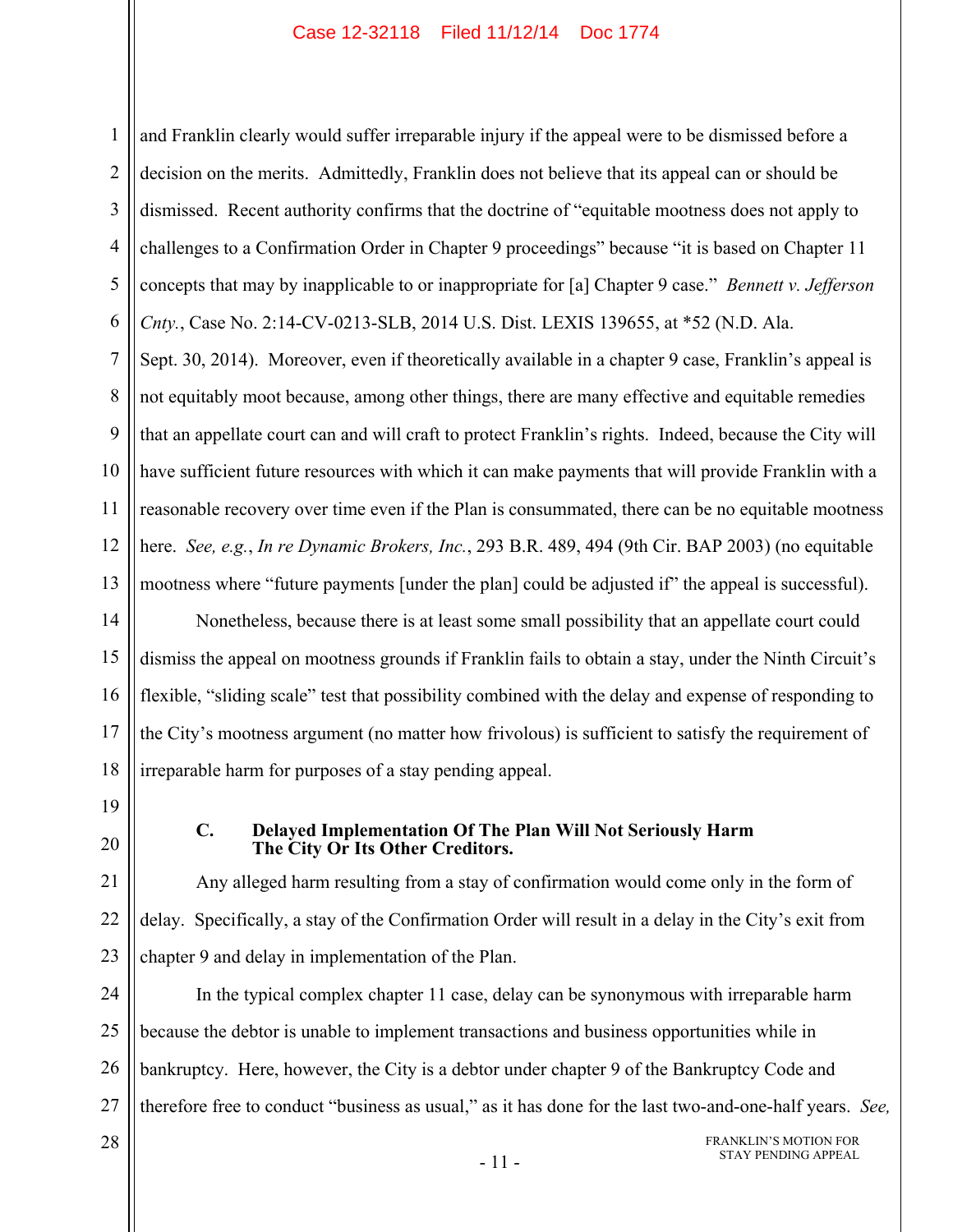and Franklin clearly would suffer irreparable injury if the appeal were to be dismissed before a decision on the merits. Admittedly, Franklin does not believe that its appeal can or should be dismissed. Recent authority confirms that the doctrine of "equitable mootness does not apply to challenges to a Confirmation Order in Chapter 9 proceedings" because "it is based on Chapter 11 concepts that may by inapplicable to or inappropriate for [a] Chapter 9 case." *Bennett v. Jefferson Cnty.*, Case No. 2:14-CV-0213-SLB, 2014 U.S. Dist. LEXIS 139655, at *52 (N.D. Ala. Sept. 30, 2014). Moreover, even if theoretically available in a chapter 9 case, Franklin's appeal is not equitably moot because, among other things, there are many effective and equitable remedies that an appellate court can and will craft to protect Franklin's rights. Indeed, because the City will have sufficient future resources with which it can make payments that will provide Franklin with a reasonable recovery over time even if the Plan is consummated, there can be no equitable mootness here. *See, e.g.*, *In re Dynamic Brokers, Inc.*, 293 B.R. 489, 494 (9th Cir. BAP 2003) (no equitable mootness where "future payments [under the plan] could be adjusted if" the appeal is successful).

Nonetheless, because there is at least some small possibility that an appellate court could dismiss the appeal on mootness grounds if Franklin fails to obtain a stay, under the Ninth Circuit's flexible, "sliding scale" test that possibility combined with the delay and expense of responding to the City's mootness argument (no matter how frivolous) is sufficient to satisfy the requirement of irreparable harm for purposes of a stay pending appeal.

### C. Delayed Implementation Of The Plan Will Not Seriously Harm The City Or Its Other Creditors.

Any alleged harm resulting from a stay of confirmation would come only in the form of delay. Specifically, a stay of the Confirmation Order will result in a delay in the City's exit from chapter 9 and delay in implementation of the Plan.

In the typical complex chapter 11 case, delay can be synonymous with irreparable harm because the debtor is unable to implement transactions and business opportunities while in bankruptcy. Here, however, the City is a debtor under chapter 9 of the Bankruptcy Code and therefore free to conduct "business as usual," as it has done for the last two-and-one-half years. *See,*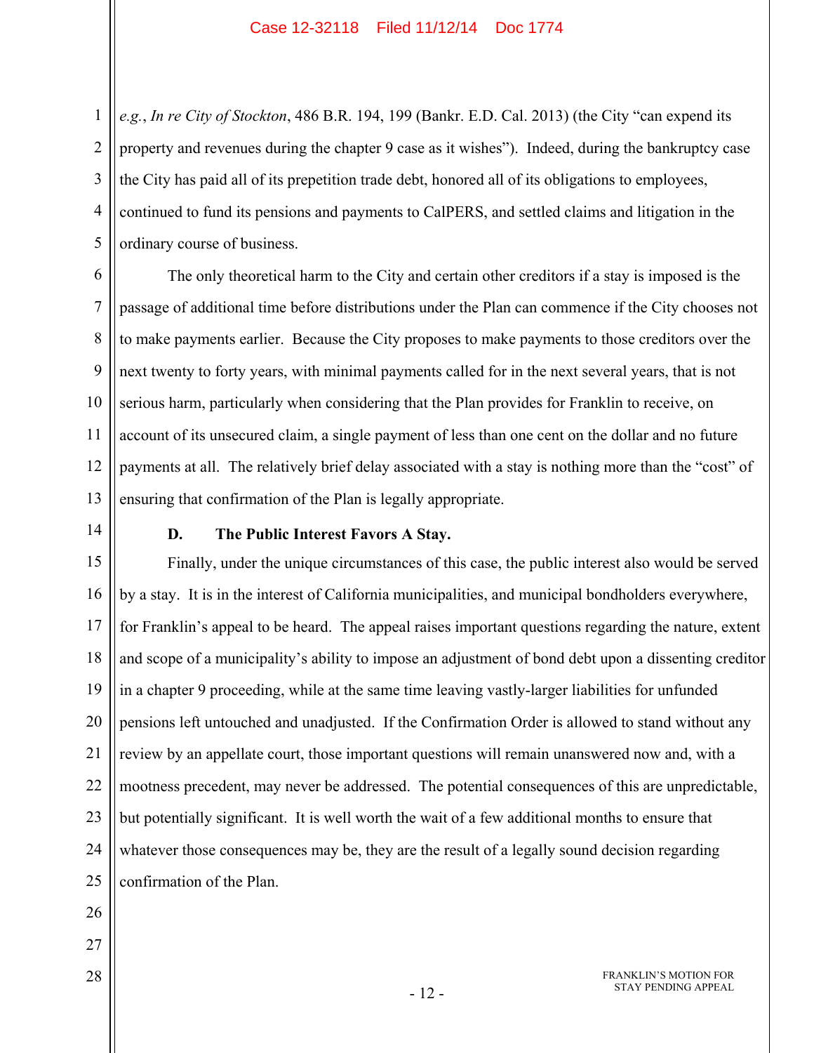*e.g.*, *In re City of Stockton*, 486 B.R. 194, 199 (Bankr. E.D. Cal. 2013) (the City "can expend its property and revenues during the chapter 9 case as it wishes"). Indeed, during the bankruptcy case the City has paid all of its prepetition trade debt, honored all of its obligations to employees, continued to fund its pensions and payments to CalPERS, and settled claims and litigation in the ordinary course of business.

The only theoretical harm to the City and certain other creditors if a stay is imposed is the passage of additional time before distributions under the Plan can commence if the City chooses not to make payments earlier. Because the City proposes to make payments to those creditors over the next twenty to forty years, with minimal payments called for in the next several years, that is not serious harm, particularly when considering that the Plan provides for Franklin to receive, on account of its unsecured claim, a single payment of less than one cent on the dollar and no future payments at all. The relatively brief delay associated with a stay is nothing more than the "cost" of ensuring that confirmation of the Plan is legally appropriate.

### D. The Public Interest Favors A Stay.

Finally, under the unique circumstances of this case, the public interest also would be served by a stay. It is in the interest of California municipalities, and municipal bondholders everywhere, for Franklin's appeal to be heard. The appeal raises important questions regarding the nature, extent and scope of a municipality's ability to impose an adjustment of bond debt upon a dissenting creditor in a chapter 9 proceeding, while at the same time leaving vastly-larger liabilities for unfunded pensions left untouched and unadjusted. If the Confirmation Order is allowed to stand without any review by an appellate court, those important questions will remain unanswered now and, with a mootness precedent, may never be addressed. The potential consequences of this are unpredictable, but potentially significant. It is well worth the wait of a few additional months to ensure that whatever those consequences may be, they are the result of a legally sound decision regarding confirmation of the Plan.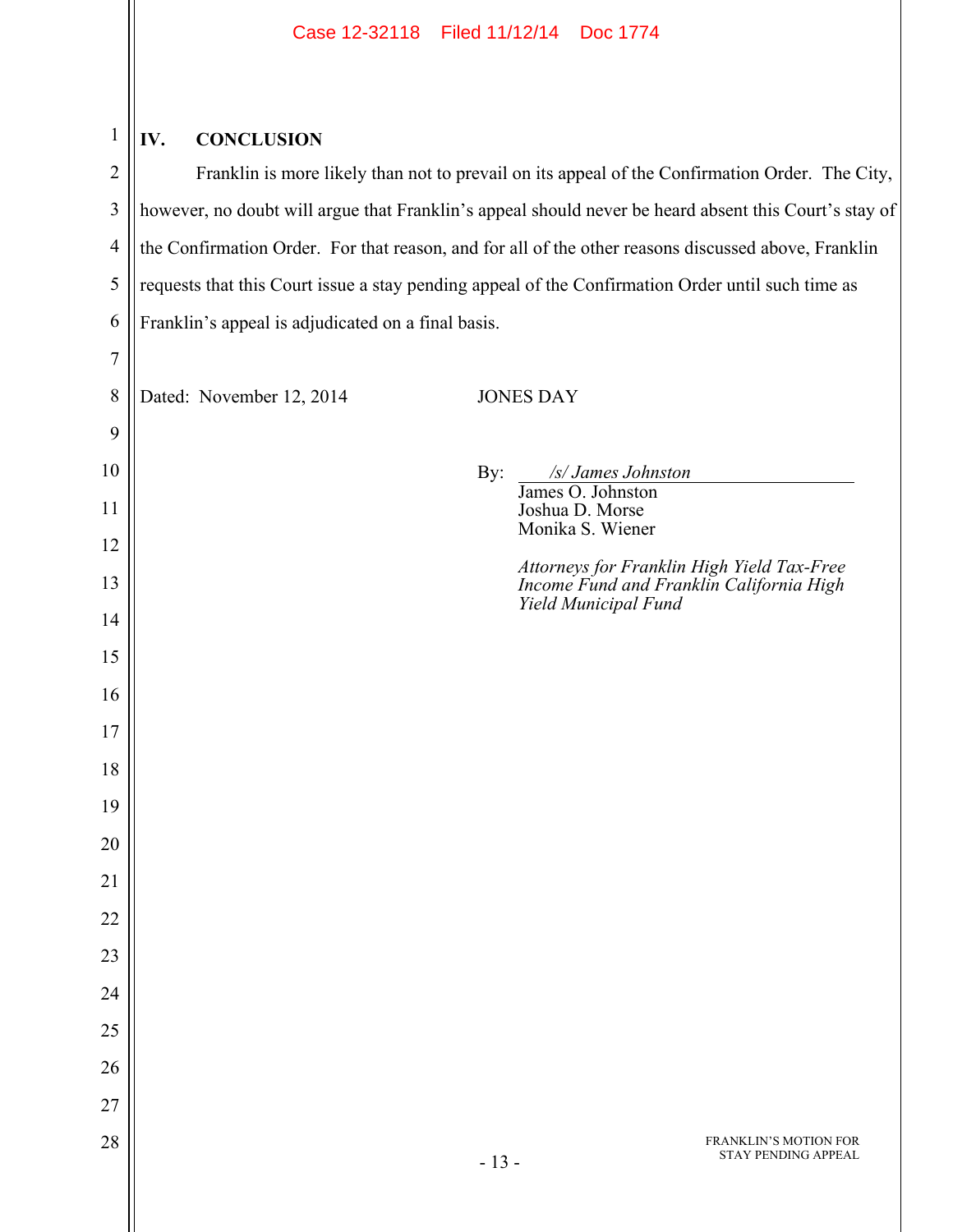## IV. CONCLUSION

Franklin is more likely than not to prevail on its appeal of the Confirmation Order. The City, however, no doubt will argue that Franklin's appeal should never be heard absent this Court's stay of the Confirmation Order. For that reason, and for all of the other reasons discussed above, Franklin requests that this Court issue a stay pending appeal of the Confirmation Order until such time as Franklin's appeal is adjudicated on a final basis.

Dated: November 12, 2014

JONES DAY

By: */s/ James Johnston*
James O. Johnston
Joshua D. Morse
Monika S. Wiener

*Attorneys for Franklin High Yield Tax-Free Income Fund and Franklin California High Yield Municipal Fund*